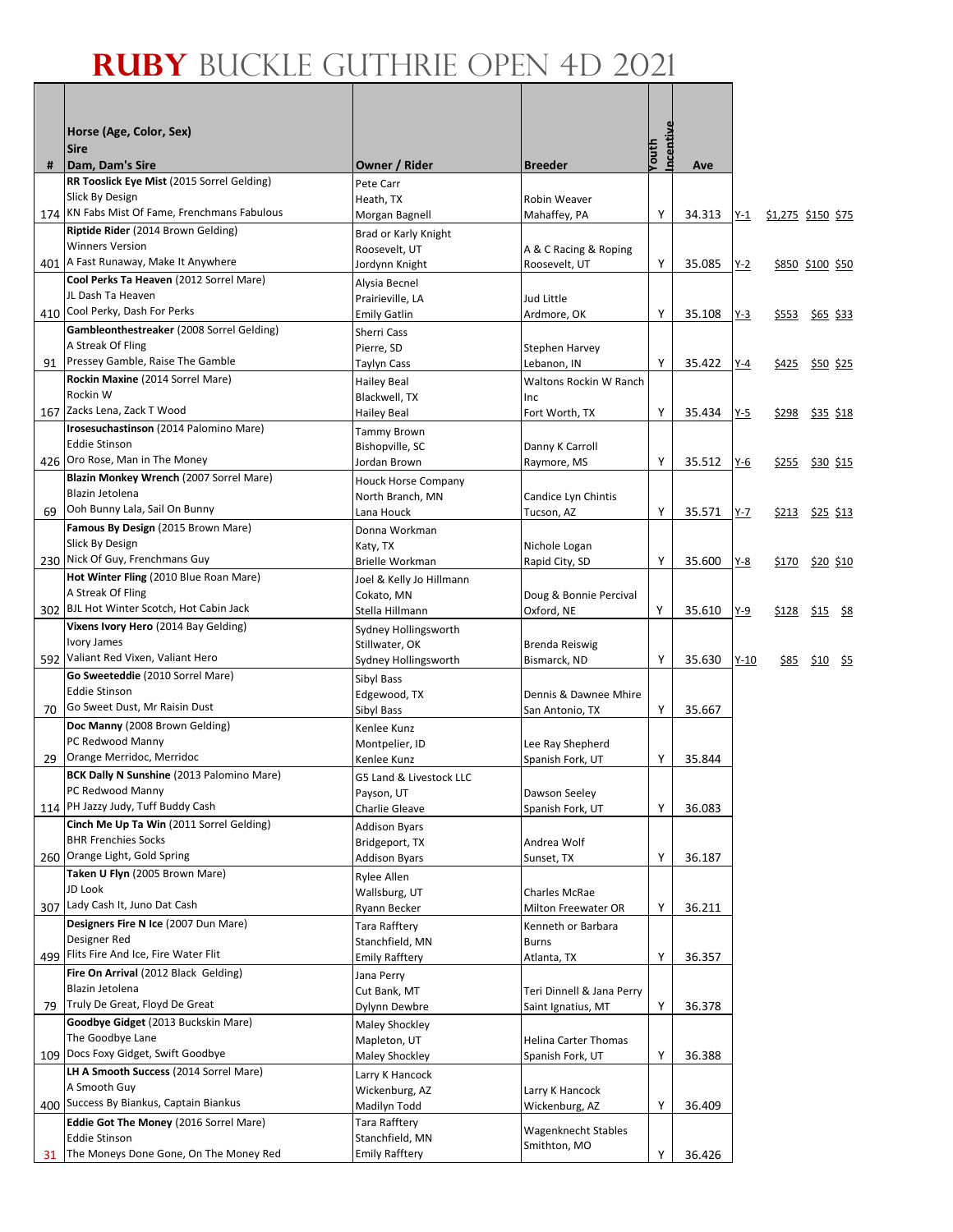# RUBY BUCKLE GUTHRIE OPEN 4D 2021

| # | Horse (Age, Color, Sex)<br>Sire<br>Dam, Dam's Sire | Owner / Rider | Breeder | Youth Incentive | Ave | | | | |
|---|---|---|---|---|---|---|---|---|---|
| 174 | **RR Tooslick Eye Mist** (2015 Sorrel Gelding)<br>Slick By Design<br>KN Fabs Mist Of Fame, Frenchmans Fabulous | Pete Carr<br>Heath, TX<br>Morgan Bagnell | Robin Weaver<br>Mahaffey, PA | Y | 34.313 | Y-1 | $1,275 | $150 | $75 |
| 401 | **Riptide Rider** (2014 Brown Gelding)<br>Winners Version<br>A Fast Runaway, Make It Anywhere | Brad or Karly Knight<br>Roosevelt, UT<br>Jordynn Knight | A & C Racing & Roping<br>Roosevelt, UT | Y | 35.085 | Y-2 | $850 | $100 | $50 |
| 410 | **Cool Perks Ta Heaven** (2012 Sorrel Mare)<br>JL Dash Ta Heaven<br>Cool Perky, Dash For Perks | Alysia Becnel<br>Prairieville, LA<br>Emily Gatlin | Jud Little<br>Ardmore, OK | Y | 35.108 | Y-3 | $553 | $65 | $33 |
| 91 | **Gambleonthestreaker** (2008 Sorrel Gelding)<br>A Streak Of Fling<br>Pressey Gamble, Raise The Gamble | Sherri Cass<br>Pierre, SD<br>Taylyn Cass | Stephen Harvey<br>Lebanon, IN | Y | 35.422 | Y-4 | $425 | $50 | $25 |
| 167 | **Rockin Maxine** (2014 Sorrel Mare)<br>Rockin W<br>Zacks Lena, Zack T Wood | Hailey Beal<br>Blackwell, TX<br>Hailey Beal | Waltons Rockin W Ranch Inc<br>Fort Worth, TX | Y | 35.434 | Y-5 | $298 | $35 | $18 |
| 426 | **Irosesuchastinson** (2014 Palomino Mare)<br>Eddie Stinson<br>Oro Rose, Man in The Money | Tammy Brown<br>Bishopville, SC<br>Jordan Brown | Danny K Carroll<br>Raymore, MS | Y | 35.512 | Y-6 | $255 | $30 | $15 |
| 69 | **Blazin Monkey Wrench** (2007 Sorrel Mare)<br>Blazin Jetolena<br>Ooh Bunny Lala, Sail On Bunny | Houck Horse Company<br>North Branch, MN<br>Lana Houck | Candice Lyn Chintis<br>Tucson, AZ | Y | 35.571 | Y-7 | $213 | $25 | $13 |
| 230 | **Famous By Design** (2015 Brown Mare)<br>Slick By Design<br>Nick Of Guy, Frenchmans Guy | Donna Workman<br>Katy, TX<br>Brielle Workman | Nichole Logan<br>Rapid City, SD | Y | 35.600 | Y-8 | $170 | $20 | $10 |
| 302 | **Hot Winter Fling** (2010 Blue Roan Mare)<br>A Streak Of Fling<br>BJL Hot Winter Scotch, Hot Cabin Jack | Joel & Kelly Jo Hillmann<br>Cokato, MN<br>Stella Hillmann | Doug & Bonnie Percival<br>Oxford, NE | Y | 35.610 | Y-9 | $128 | $15 | $8 |
| 592 | **Vixens Ivory Hero** (2014 Bay Gelding)<br>Ivory James<br>Valiant Red Vixen, Valiant Hero | Sydney Hollingsworth<br>Stillwater, OK<br>Sydney Hollingsworth | Brenda Reiswig<br>Bismarck, ND | Y | 35.630 | Y-10 | $85 | $10 | $5 |
| 70 | **Go Sweeteddie** (2010 Sorrel Mare)<br>Eddie Stinson<br>Go Sweet Dust, Mr Raisin Dust | Sibyl Bass<br>Edgewood, TX<br>Sibyl Bass | Dennis & Dawnee Mhire<br>San Antonio, TX | Y | 35.667 | | | | |
| 29 | **Doc Manny** (2008 Brown Gelding)<br>PC Redwood Manny<br>Orange Merridoc, Merridoc | Kenlee Kunz<br>Montpelier, ID<br>Kenlee Kunz | Lee Ray Shepherd<br>Spanish Fork, UT | Y | 35.844 | | | | |
| 114 | **BCK Dally N Sunshine** (2013 Palomino Mare)<br>PC Redwood Manny<br>PH Jazzy Judy, Tuff Buddy Cash | G5 Land & Livestock LLC<br>Payson, UT<br>Charlie Gleave | Dawson Seeley<br>Spanish Fork, UT | Y | 36.083 | | | | |
| 260 | **Cinch Me Up Ta Win** (2011 Sorrel Gelding)<br>BHR Frenchies Socks<br>Orange Light, Gold Spring | Addison Byars<br>Bridgeport, TX<br>Addison Byars | Andrea Wolf<br>Sunset, TX | Y | 36.187 | | | | |
| 307 | **Taken U Flyn** (2005 Brown Mare)<br>JD Look<br>Lady Cash It, Juno Dat Cash | Rylee Allen<br>Wallsburg, UT<br>Ryann Becker | Charles McRae<br>Milton Freewater OR | Y | 36.211 | | | | |
| 499 | **Designers Fire N Ice** (2007 Dun Mare)<br>Designer Red<br>Flits Fire And Ice, Fire Water Flit | Tara Rafftery<br>Stanchfield, MN<br>Emily Rafftery | Kenneth or Barbara Burns<br>Atlanta, TX | Y | 36.357 | | | | |
| 79 | **Fire On Arrival** (2012 Black Gelding)<br>Blazin Jetolena<br>Truly De Great, Floyd De Great | Jana Perry<br>Cut Bank, MT<br>Dylynn Dewbre | Teri Dinnell & Jana Perry<br>Saint Ignatius, MT | Y | 36.378 | | | | |
| 109 | **Goodbye Gidget** (2013 Buckskin Mare)<br>The Goodbye Lane<br>Docs Foxy Gidget, Swift Goodbye | Maley Shockley<br>Mapleton, UT<br>Maley Shockley | Helina Carter Thomas<br>Spanish Fork, UT | Y | 36.388 | | | | |
| 400 | **LH A Smooth Success** (2014 Sorrel Mare)<br>A Smooth Guy<br>Success By Biankus, Captain Biankus | Larry K Hancock<br>Wickenburg, AZ<br>Madilyn Todd | Larry K Hancock<br>Wickenburg, AZ | Y | 36.409 | | | | |
| 31 | **Eddie Got The Money** (2016 Sorrel Mare)<br>Eddie Stinson<br>The Moneys Done Gone, On The Money Red | Tara Rafftery<br>Stanchfield, MN<br>Emily Rafftery | Wagenknecht Stables<br>Smithton, MO | Y | 36.426 | | | | |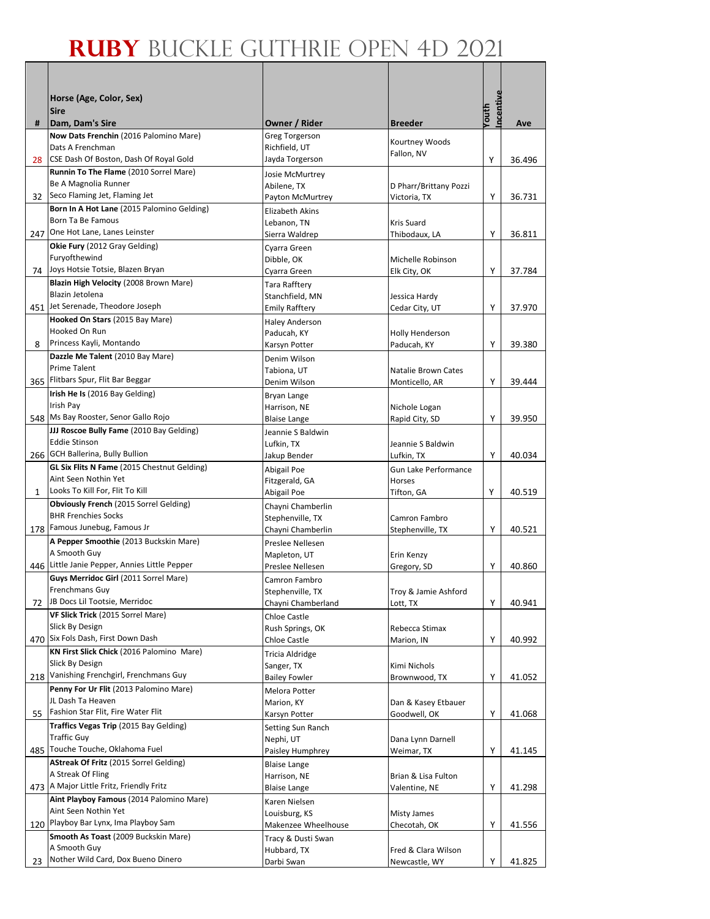# RUBY BUCKLE GUTHRIE OPEN 4D 2021

| # | Horse (Age, Color, Sex)<br>Sire<br>Dam, Dam's Sire | Owner / Rider | Breeder | Youth Incentive | Ave |
|---|---|---|---|---|---|
| 28 | **Now Dats Frenchin** (2016 Palomino Mare)<br>Dats A Frenchman<br>CSE Dash Of Boston, Dash Of Royal Gold | Greg Torgerson<br>Richfield, UT<br>Jayda Torgerson | Kourtney Woods<br>Fallon, NV | Y | 36.496 |
| 32 | **Runnin To The Flame** (2010 Sorrel Mare)<br>Be A Magnolia Runner<br>Seco Flaming Jet, Flaming Jet | Josie McMurtrey<br>Abilene, TX<br>Payton McMurtrey | D Pharr/Brittany Pozzi<br>Victoria, TX | Y | 36.731 |
| 247 | **Born In A Hot Lane** (2015 Palomino Gelding)<br>Born Ta Be Famous<br>One Hot Lane, Lanes Leinster | Elizabeth Akins<br>Lebanon, TN<br>Sierra Waldrep | Kris Suard<br>Thibodaux, LA | Y | 36.811 |
| 74 | **Okie Fury** (2012 Gray Gelding)<br>Furyofthewind<br>Joys Hotsie Totsie, Blazen Bryan | Cyarra Green<br>Dibble, OK<br>Cyarra Green | Michelle Robinson<br>Elk City, OK | Y | 37.784 |
| 451 | **Blazin High Velocity** (2008 Brown Mare)<br>Blazin Jetolena<br>Jet Serenade, Theodore Joseph | Tara Rafftery<br>Stanchfield, MN<br>Emily Rafftery | Jessica Hardy<br>Cedar City, UT | Y | 37.970 |
| 8 | **Hooked On Stars** (2015 Bay Mare)<br>Hooked On Run<br>Princess Kayli, Montando | Haley Anderson<br>Paducah, KY<br>Karsyn Potter | Holly Henderson<br>Paducah, KY | Y | 39.380 |
| 365 | **Dazzle Me Talent** (2010 Bay Mare)<br>Prime Talent<br>Flitbars Spur, Flit Bar Beggar | Denim Wilson<br>Tabiona, UT<br>Denim Wilson | Natalie Brown Cates<br>Monticello, AR | Y | 39.444 |
| 548 | **Irish He Is** (2016 Bay Gelding)<br>Irish Pay<br>Ms Bay Rooster, Senor Gallo Rojo | Bryan Lange<br>Harrison, NE<br>Blaise Lange | Nichole Logan<br>Rapid City, SD | Y | 39.950 |
| 266 | **JJJ Roscoe Bully Fame** (2010 Bay Gelding)<br>Eddie Stinson<br>GCH Ballerina, Bully Bullion | Jeannie S Baldwin<br>Lufkin, TX<br>Jakup Bender | Jeannie S Baldwin<br>Lufkin, TX | Y | 40.034 |
| 1 | **GL Six Flits N Fame** (2015 Chestnut Gelding)<br>Aint Seen Nothin Yet<br>Looks To Kill For, Flit To Kill | Abigail Poe<br>Fitzgerald, GA<br>Abigail Poe | Gun Lake Performance Horses<br>Tifton, GA | Y | 40.519 |
| 178 | **Obviously French** (2015 Sorrel Gelding)<br>BHR Frenchies Socks<br>Famous Junebug, Famous Jr | Chayni Chamberlin<br>Stephenville, TX<br>Chayni Chamberlin | Camron Fambro<br>Stephenville, TX | Y | 40.521 |
| 446 | **A Pepper Smoothie** (2013 Buckskin Mare)<br>A Smooth Guy<br>Little Janie Pepper, Annies Little Pepper | Preslee Nellesen<br>Mapleton, UT<br>Preslee Nellesen | Erin Kenzy<br>Gregory, SD | Y | 40.860 |
| 72 | **Guys Merridoc Girl** (2011 Sorrel Mare)<br>Frenchmans Guy<br>JB Docs Lil Tootsie, Merridoc | Camron Fambro<br>Stephenville, TX<br>Chayni Chamberland | Troy & Jamie Ashford<br>Lott, TX | Y | 40.941 |
| 470 | **VF Slick Trick** (2015 Sorrel Mare)<br>Slick By Design<br>Six Fols Dash, First Down Dash | Chloe Castle<br>Rush Springs, OK<br>Chloe Castle | Rebecca Stimax<br>Marion, IN | Y | 40.992 |
| 218 | **KN First Slick Chick** (2016 Palomino Mare)<br>Slick By Design<br>Vanishing Frenchgirl, Frenchmans Guy | Tricia Aldridge<br>Sanger, TX<br>Bailey Fowler | Kimi Nichols<br>Brownwood, TX | Y | 41.052 |
| 55 | **Penny For Ur Flit** (2013 Palomino Mare)<br>JL Dash Ta Heaven<br>Fashion Star Flit, Fire Water Flit | Melora Potter<br>Marion, KY<br>Karsyn Potter | Dan & Kasey Etbauer<br>Goodwell, OK | Y | 41.068 |
| 485 | **Traffics Vegas Trip** (2015 Bay Gelding)<br>Traffic Guy<br>Touche Touche, Oklahoma Fuel | Setting Sun Ranch<br>Nephi, UT<br>Paisley Humphrey | Dana Lynn Darnell<br>Weimar, TX | Y | 41.145 |
| 473 | **AStreak Of Fritz** (2015 Sorrel Gelding)<br>A Streak Of Fling<br>A Major Little Fritz, Friendly Fritz | Blaise Lange<br>Harrison, NE<br>Blaise Lange | Brian & Lisa Fulton<br>Valentine, NE | Y | 41.298 |
| 120 | **Aint Playboy Famous** (2014 Palomino Mare)<br>Aint Seen Nothin Yet<br>Playboy Bar Lynx, Ima Playboy Sam | Karen Nielsen<br>Louisburg, KS<br>Makenzee Wheelhouse | Misty James<br>Checotah, OK | Y | 41.556 |
| 23 | **Smooth As Toast** (2009 Buckskin Mare)<br>A Smooth Guy<br>Nother Wild Card, Dox Bueno Dinero | Tracy & Dusti Swan<br>Hubbard, TX<br>Darbi Swan | Fred & Clara Wilson<br>Newcastle, WY | Y | 41.825 |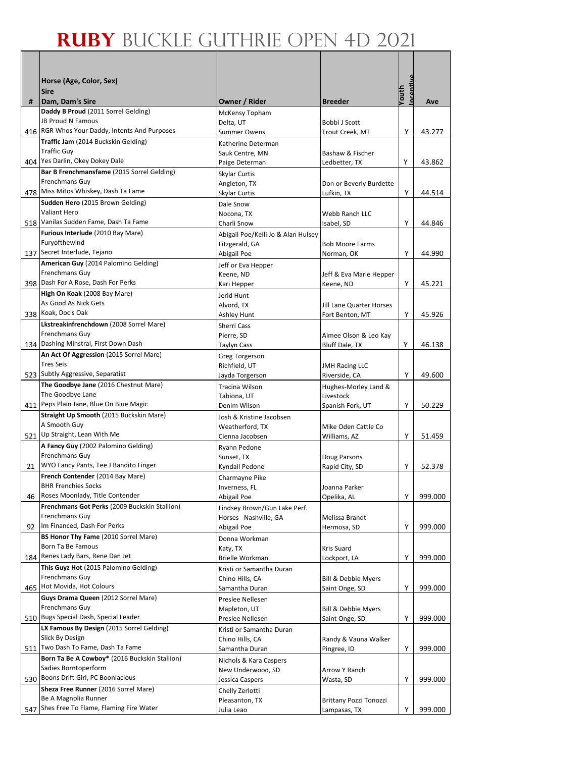# RUBY BUCKLE GUTHRIE OPEN 4D 2021

| # | Horse (Age, Color, Sex)<br>Sire<br>Dam, Dam's Sire | Owner / Rider | Breeder | Youth Incentive | Ave |
|---|---|---|---|---|---|
| 416 | **Daddy B Proud** (2011 Sorrel Gelding)<br>JB Proud N Famous<br>RGR Whos Your Daddy, Intents And Purposes | McKensy Topham<br>Delta, UT<br>Summer Owens | Bobbi J Scott<br>Trout Creek, MT | Y | 43.277 |
| 404 | **Traffic Jam** (2014 Buckskin Gelding)<br>Traffic Guy<br>Yes Darlin, Okey Dokey Dale | Katherine Determan<br>Sauk Centre, MN<br>Paige Determan | Bashaw & Fischer<br>Ledbetter, TX | Y | 43.862 |
| 478 | **Bar B Frenchmansfame** (2015 Sorrel Gelding)<br>Frenchmans Guy<br>Miss Mitos Whiskey, Dash Ta Fame | Skylar Curtis<br>Angleton, TX<br>Skylar Curtis | Don or Beverly Burdette<br>Lufkin, TX | Y | 44.514 |
| 518 | **Sudden Hero** (2015 Brown Gelding)<br>Valiant Hero<br>Vanilas Sudden Fame, Dash Ta Fame | Dale Snow<br>Nocona, TX<br>Charli Snow | Webb Ranch LLC<br>Isabel, SD | Y | 44.846 |
| 137 | **Furious Interlude** (2010 Bay Mare)<br>Furyofthewind<br>Secret Interlude, Tejano | Abigail Poe/Kelli Jo & Alan Hulsey<br>Fitzgerald, GA<br>Abigail Poe | Bob Moore Farms<br>Norman, OK | Y | 44.990 |
| 398 | **American Guy** (2014 Palomino Gelding)<br>Frenchmans Guy<br>Dash For A Rose, Dash For Perks | Jeff or Eva Hepper<br>Keene, ND<br>Kari Hepper | Jeff & Eva Marie Hepper<br>Keene, ND | Y | 45.221 |
| 338 | **High On Koak** (2008 Bay Mare)<br>As Good As Nick Gets<br>Koak, Doc's Oak | Jerid Hunt<br>Alvord, TX<br>Ashley Hunt | Jill Lane Quarter Horses<br>Fort Benton, MT | Y | 45.926 |
| 134 | **Lkstreakinfrenchdown** (2008 Sorrel Mare)<br>Frenchmans Guy<br>Dashing Minstral, First Down Dash | Sherri Cass<br>Pierre, SD<br>Taylyn Cass | Aimee Olson & Leo Kay<br>Bluff Dale, TX | Y | 46.138 |
| 523 | **An Act Of Aggression** (2015 Sorrel Mare)<br>Tres Seis<br>Subtly Aggressive, Separatist | Greg Torgerson<br>Richfield, UT<br>Jayda Torgerson | JMH Racing LLC<br>Riverside, CA | Y | 49.600 |
| 411 | **The Goodbye Jane** (2016 Chestnut Mare)<br>The Goodbye Lane<br>Peps Plain Jane, Blue On Blue Magic | Tracina Wilson<br>Tabiona, UT<br>Denim Wilson | Hughes-Morley Land & Livestock<br>Spanish Fork, UT | Y | 50.229 |
| 521 | **Straight Up Smooth** (2015 Buckskin Mare)<br>A Smooth Guy<br>Up Straight, Lean With Me | Josh & Kristine Jacobsen<br>Weatherford, TX<br>Cienna Jacobsen | Mike Oden Cattle Co<br>Williams, AZ | Y | 51.459 |
| 21 | **A Fancy Guy** (2002 Palomino Gelding)<br>Frenchmans Guy<br>WYO Fancy Pants, Tee J Bandito Finger | Ryann Pedone<br>Sunset, TX<br>Kyndall Pedone | Doug Parsons<br>Rapid City, SD | Y | 52.378 |
| 46 | **French Contender** (2014 Bay Mare)<br>BHR Frenchies Socks<br>Roses Moonlady, Title Contender | Charmayne Pike<br>Inverness, FL<br>Abigail Poe | Joanna Parker<br>Opelika, AL | Y | 999.000 |
| 92 | **Frenchmans Got Perks** (2009 Buckskin Stallion)<br>Frenchmans Guy<br>Im Financed, Dash For Perks | Lindsey Brown/Gun Lake Perf. Horses Nashville, GA<br>Abigail Poe | Melissa Brandt<br>Hermosa, SD | Y | 999.000 |
| 184 | **BS Honor Thy Fame** (2010 Sorrel Mare)<br>Born Ta Be Famous<br>Renes Lady Bars, Rene Dan Jet | Donna Workman<br>Katy, TX<br>Brielle Workman | Kris Suard<br>Lockport, LA | Y | 999.000 |
| 465 | **This Guyz Hot** (2015 Palomino Gelding)<br>Frenchmans Guy<br>Hot Movida, Hot Colours | Kristi or Samantha Duran<br>Chino Hills, CA<br>Samantha Duran | Bill & Debbie Myers<br>Saint Onge, SD | Y | 999.000 |
| 510 | **Guys Drama Queen** (2012 Sorrel Mare)<br>Frenchmans Guy<br>Bugs Special Dash, Special Leader | Preslee Nellesen<br>Mapleton, UT<br>Preslee Nellesen | Bill & Debbie Myers<br>Saint Onge, SD | Y | 999.000 |
| 511 | **LX Famous By Design** (2015 Sorrel Gelding)<br>Slick By Design<br>Two Dash To Fame, Dash Ta Fame | Kristi or Samantha Duran<br>Chino Hills, CA<br>Samantha Duran | Randy & Vauna Walker<br>Pingree, ID | Y | 999.000 |
| 530 | **Born Ta Be A Cowboy*** (2016 Buckskin Stallion)<br>Sadies Borntoperform<br>Boons Drift Girl, PC Boonlacious | Nichols & Kara Caspers<br>New Underwood, SD<br>Jessica Caspers | Arrow Y Ranch<br>Wasta, SD | Y | 999.000 |
| 547 | **Sheza Free Runner** (2016 Sorrel Mare)<br>Be A Magnolia Runner<br>Shes Free To Flame, Flaming Fire Water | Chelly Zerlotti<br>Pleasanton, TX<br>Julia Leao | Brittany Pozzi Tonozzi<br>Lampasas, TX | Y | 999.000 |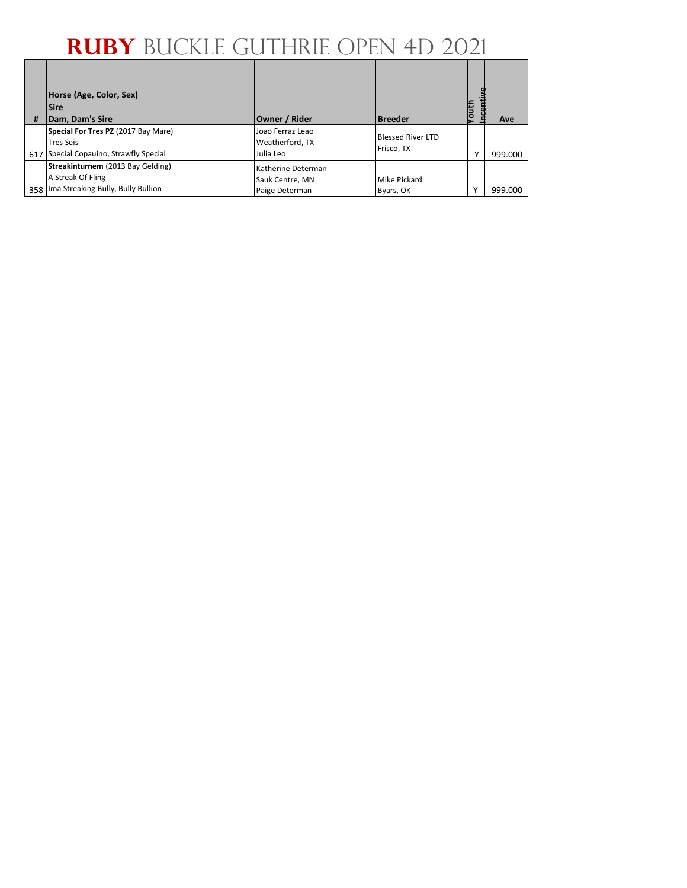# RUBY BUCKLE GUTHRIE OPEN 4D 2021

| # | Horse (Age, Color, Sex)<br>Sire<br>Dam, Dam's Sire | Owner / Rider | Breeder | Youth Incentive | Ave |
|---|---|---|---|---|---|
| 617 | **Special For Tres PZ** (2017 Bay Mare)<br>Tres Seis<br>Special Copauino, Strawfly Special | Joao Ferraz Leao<br>Weatherford, TX<br>Julia Leo | Blessed River LTD<br>Frisco, TX | Y | 999.000 |
| 358 | **Streakinturnem** (2013 Bay Gelding)<br>A Streak Of Fling<br>Ima Streaking Bully, Bully Bullion | Katherine Determan<br>Sauk Centre, MN<br>Paige Determan | Mike Pickard<br>Byars, OK | Y | 999.000 |